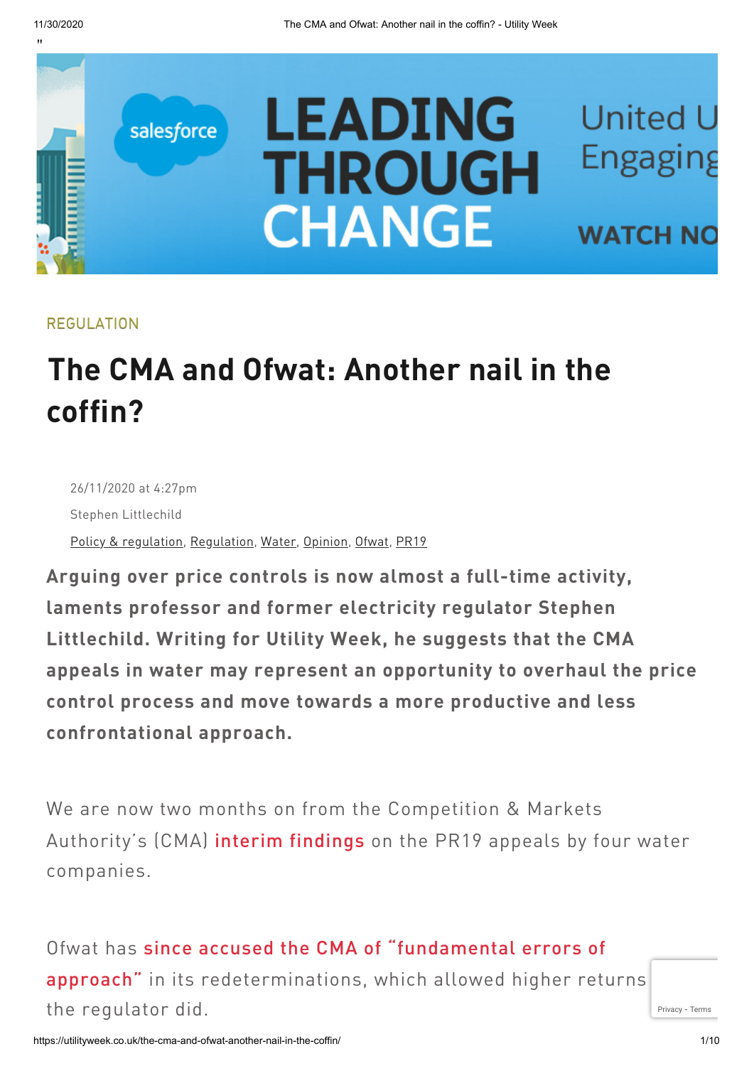REGULATION

# The CMA and Ofwat: Another nail in the coffin?

26/11/2020 at 4:27pm

Stephen Littlechild

Policy & regulation, Regulation, Water, Opinion, Ofwat, PR19

**Arguing over price controls is now almost a full-time activity, laments professor and former electricity regulator Stephen Littlechild. Writing for Utility Week, he suggests that the CMA appeals in water may represent an opportunity to overhaul the price control process and move towards a more productive and less confrontational approach.**

We are now two months on from the Competition & Markets Authority's (CMA) interim findings on the PR19 appeals by four water companies.

Ofwat has since accused the CMA of "fundamental errors of approach" in its redeterminations, which allowed higher returns [than] the regulator did.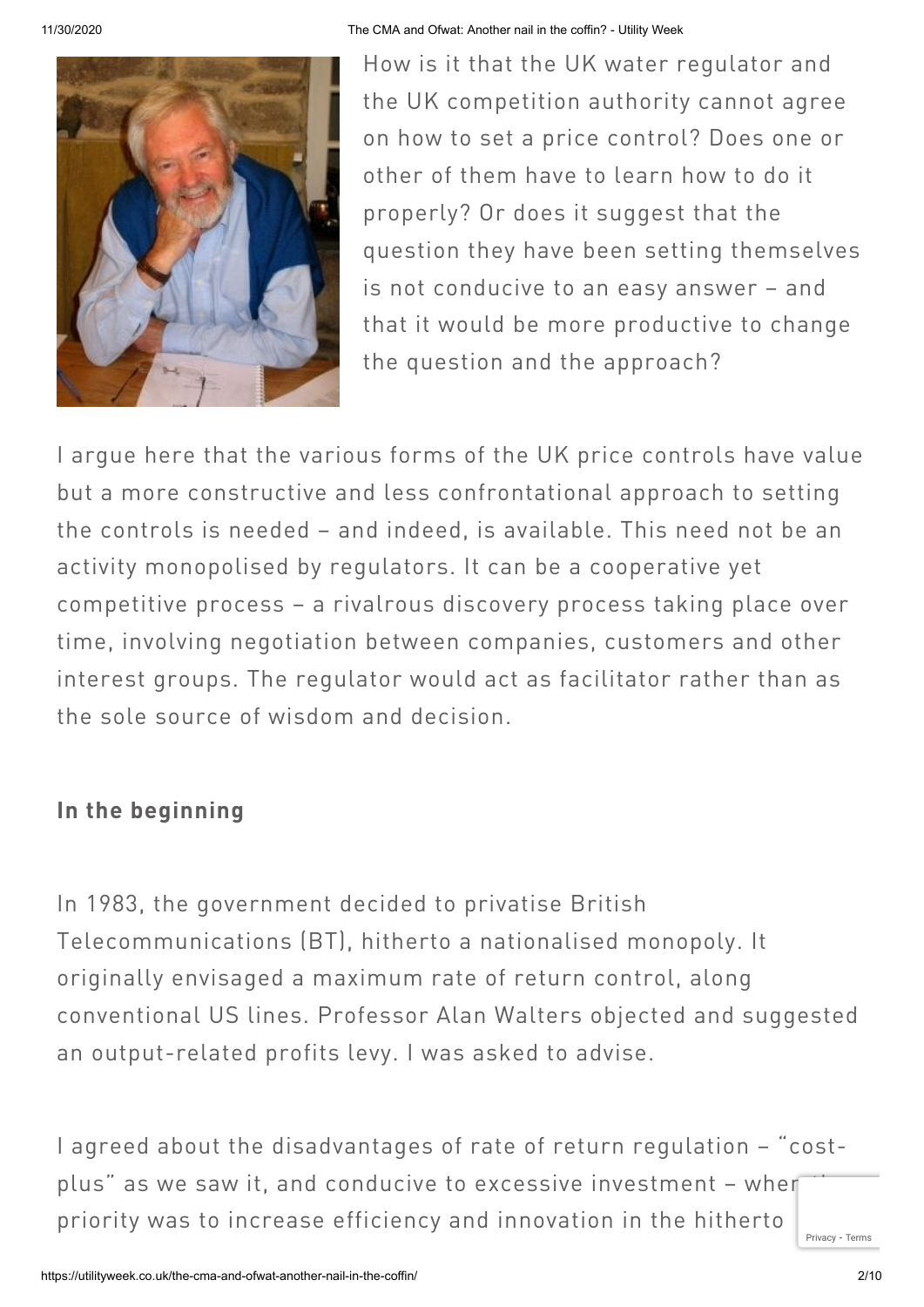How is it that the UK water regulator and the UK competition authority cannot agree on how to set a price control? Does one or other of them have to learn how to do it properly? Or does it suggest that the question they have been setting themselves is not conducive to an easy answer – and that it would be more productive to change the question and the approach?

I argue here that the various forms of the UK price controls have value but a more constructive and less confrontational approach to setting the controls is needed – and indeed, is available. This need not be an activity monopolised by regulators. It can be a cooperative yet competitive process – a rivalrous discovery process taking place over time, involving negotiation between companies, customers and other interest groups. The regulator would act as facilitator rather than as the sole source of wisdom and decision.

## In the beginning

In 1983, the government decided to privatise British Telecommunications (BT), hitherto a nationalised monopoly. It originally envisaged a maximum rate of return control, along conventional US lines. Professor Alan Walters objected and suggested an output-related profits levy. I was asked to advise.

I agreed about the disadvantages of rate of return regulation – "cost-plus" as we saw it, and conducive to excessive investment – when the priority was to increase efficiency and innovation in the hitherto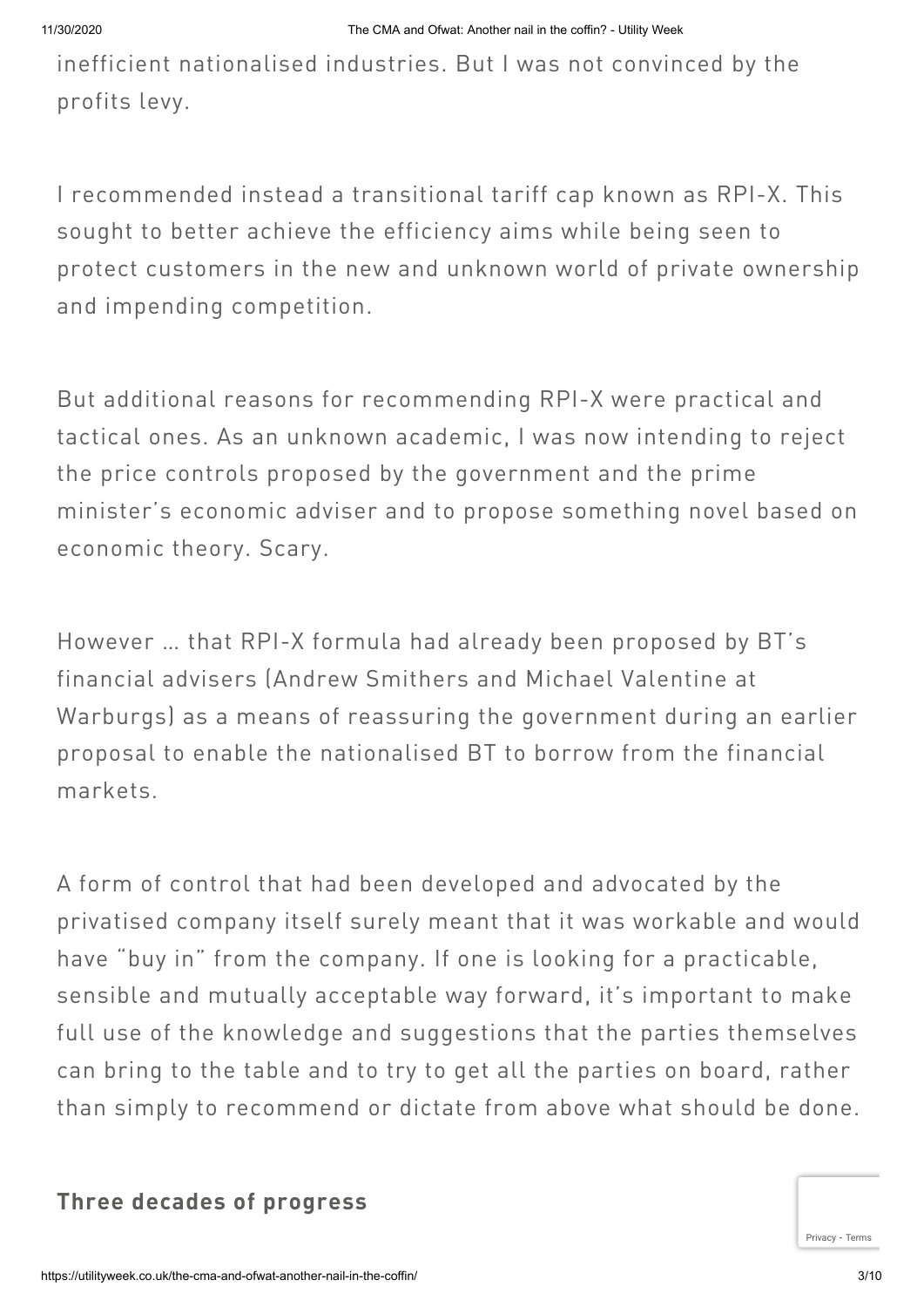inefficient nationalised industries. But I was not convinced by the profits levy.

I recommended instead a transitional tariff cap known as RPI-X. This sought to better achieve the efficiency aims while being seen to protect customers in the new and unknown world of private ownership and impending competition.

But additional reasons for recommending RPI-X were practical and tactical ones. As an unknown academic, I was now intending to reject the price controls proposed by the government and the prime minister's economic adviser and to propose something novel based on economic theory. Scary.

However … that RPI-X formula had already been proposed by BT's financial advisers (Andrew Smithers and Michael Valentine at Warburgs) as a means of reassuring the government during an earlier proposal to enable the nationalised BT to borrow from the financial markets.

A form of control that had been developed and advocated by the privatised company itself surely meant that it was workable and would have "buy in" from the company. If one is looking for a practicable, sensible and mutually acceptable way forward, it's important to make full use of the knowledge and suggestions that the parties themselves can bring to the table and to try to get all the parties on board, rather than simply to recommend or dictate from above what should be done.

## Three decades of progress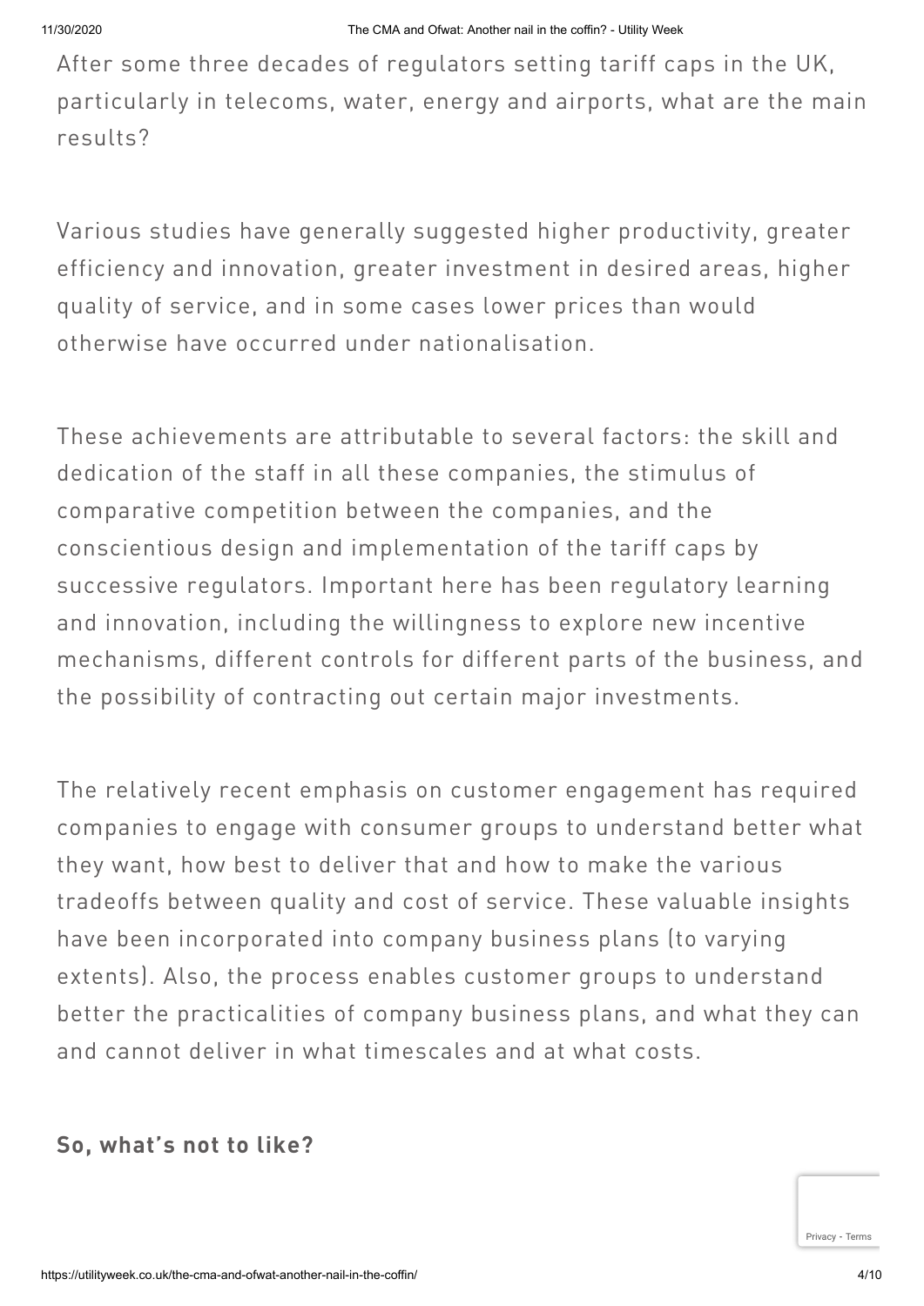After some three decades of regulators setting tariff caps in the UK, particularly in telecoms, water, energy and airports, what are the main results?

Various studies have generally suggested higher productivity, greater efficiency and innovation, greater investment in desired areas, higher quality of service, and in some cases lower prices than would otherwise have occurred under nationalisation.

These achievements are attributable to several factors: the skill and dedication of the staff in all these companies, the stimulus of comparative competition between the companies, and the conscientious design and implementation of the tariff caps by successive regulators. Important here has been regulatory learning and innovation, including the willingness to explore new incentive mechanisms, different controls for different parts of the business, and the possibility of contracting out certain major investments.

The relatively recent emphasis on customer engagement has required companies to engage with consumer groups to understand better what they want, how best to deliver that and how to make the various tradeoffs between quality and cost of service. These valuable insights have been incorporated into company business plans (to varying extents). Also, the process enables customer groups to understand better the practicalities of company business plans, and what they can and cannot deliver in what timescales and at what costs.

**So, what's not to like?**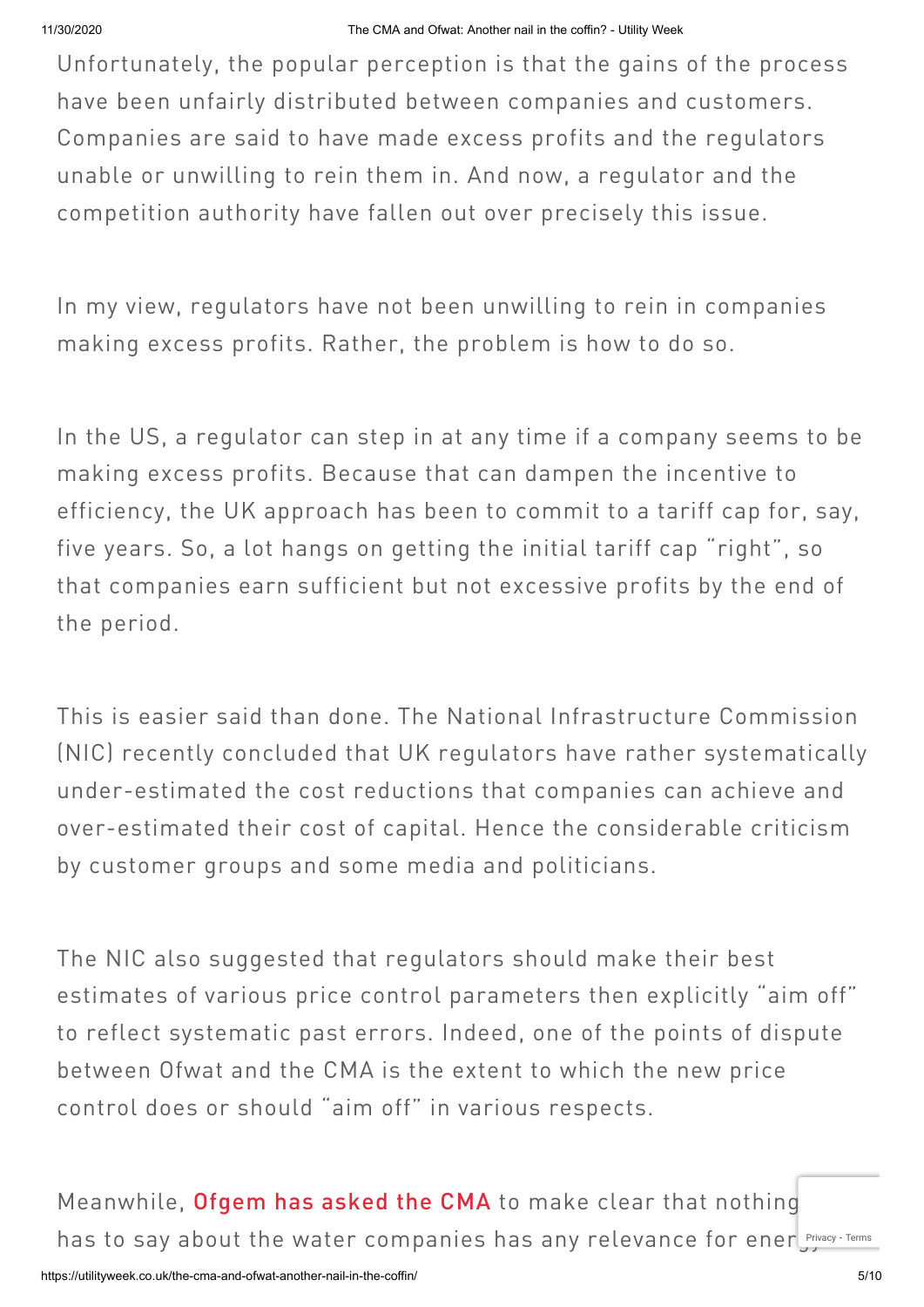Unfortunately, the popular perception is that the gains of the process have been unfairly distributed between companies and customers. Companies are said to have made excess profits and the regulators unable or unwilling to rein them in. And now, a regulator and the competition authority have fallen out over precisely this issue.

In my view, regulators have not been unwilling to rein in companies making excess profits. Rather, the problem is how to do so.

In the US, a regulator can step in at any time if a company seems to be making excess profits. Because that can dampen the incentive to efficiency, the UK approach has been to commit to a tariff cap for, say, five years. So, a lot hangs on getting the initial tariff cap "right", so that companies earn sufficient but not excessive profits by the end of the period.

This is easier said than done. The National Infrastructure Commission (NIC) recently concluded that UK regulators have rather systematically under-estimated the cost reductions that companies can achieve and over-estimated their cost of capital. Hence the considerable criticism by customer groups and some media and politicians.

The NIC also suggested that regulators should make their best estimates of various price control parameters then explicitly "aim off" to reflect systematic past errors. Indeed, one of the points of dispute between Ofwat and the CMA is the extent to which the new price control does or should "aim off" in various respects.

Meanwhile, Ofgem has asked the CMA to make clear that nothing it has to say about the water companies has any relevance for energy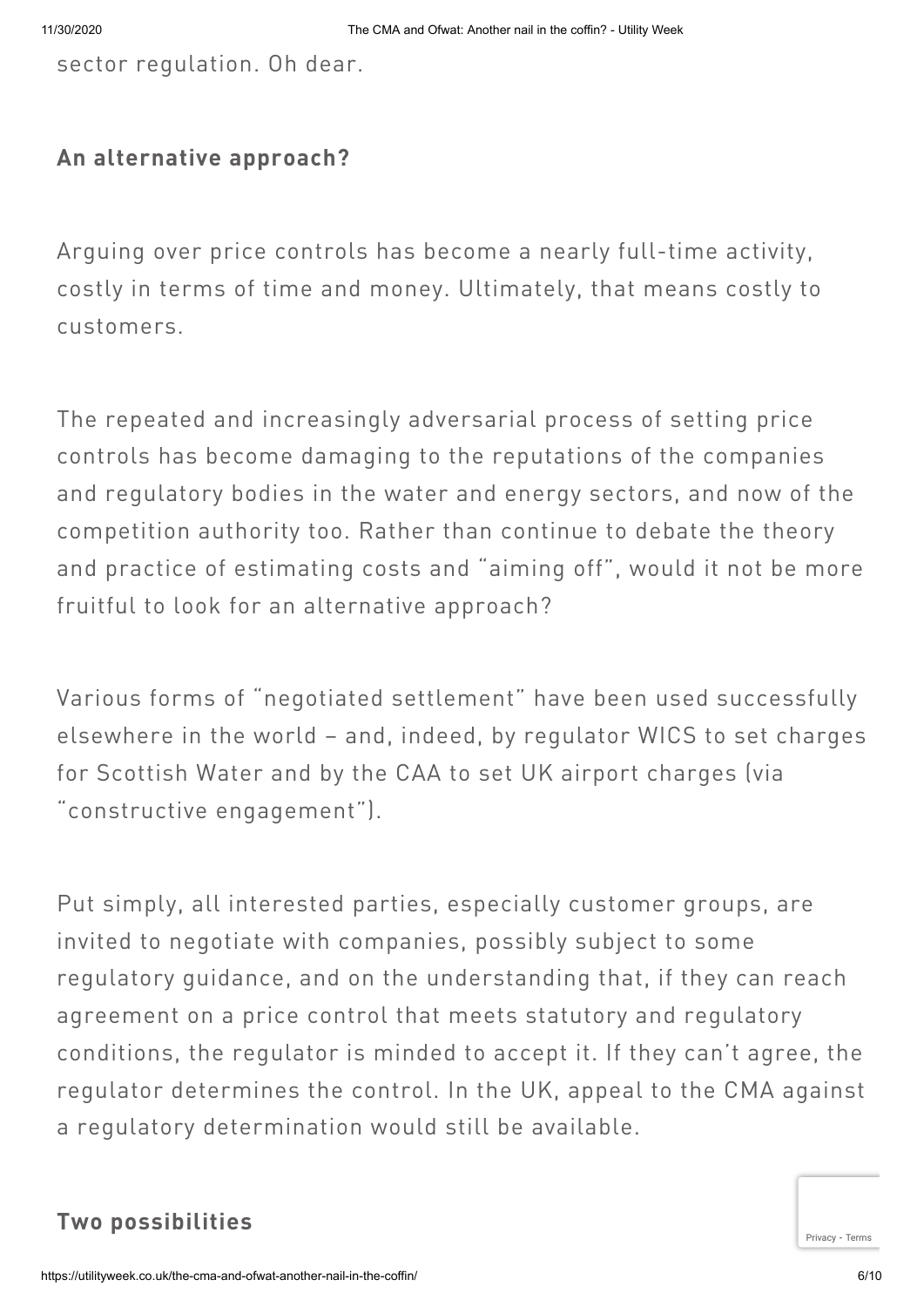sector regulation. Oh dear.

### An alternative approach?

Arguing over price controls has become a nearly full-time activity, costly in terms of time and money. Ultimately, that means costly to customers.

The repeated and increasingly adversarial process of setting price controls has become damaging to the reputations of the companies and regulatory bodies in the water and energy sectors, and now of the competition authority too. Rather than continue to debate the theory and practice of estimating costs and "aiming off", would it not be more fruitful to look for an alternative approach?

Various forms of "negotiated settlement" have been used successfully elsewhere in the world – and, indeed, by regulator WICS to set charges for Scottish Water and by the CAA to set UK airport charges (via "constructive engagement").

Put simply, all interested parties, especially customer groups, are invited to negotiate with companies, possibly subject to some regulatory guidance, and on the understanding that, if they can reach agreement on a price control that meets statutory and regulatory conditions, the regulator is minded to accept it. If they can't agree, the regulator determines the control. In the UK, appeal to the CMA against a regulatory determination would still be available.

### Two possibilities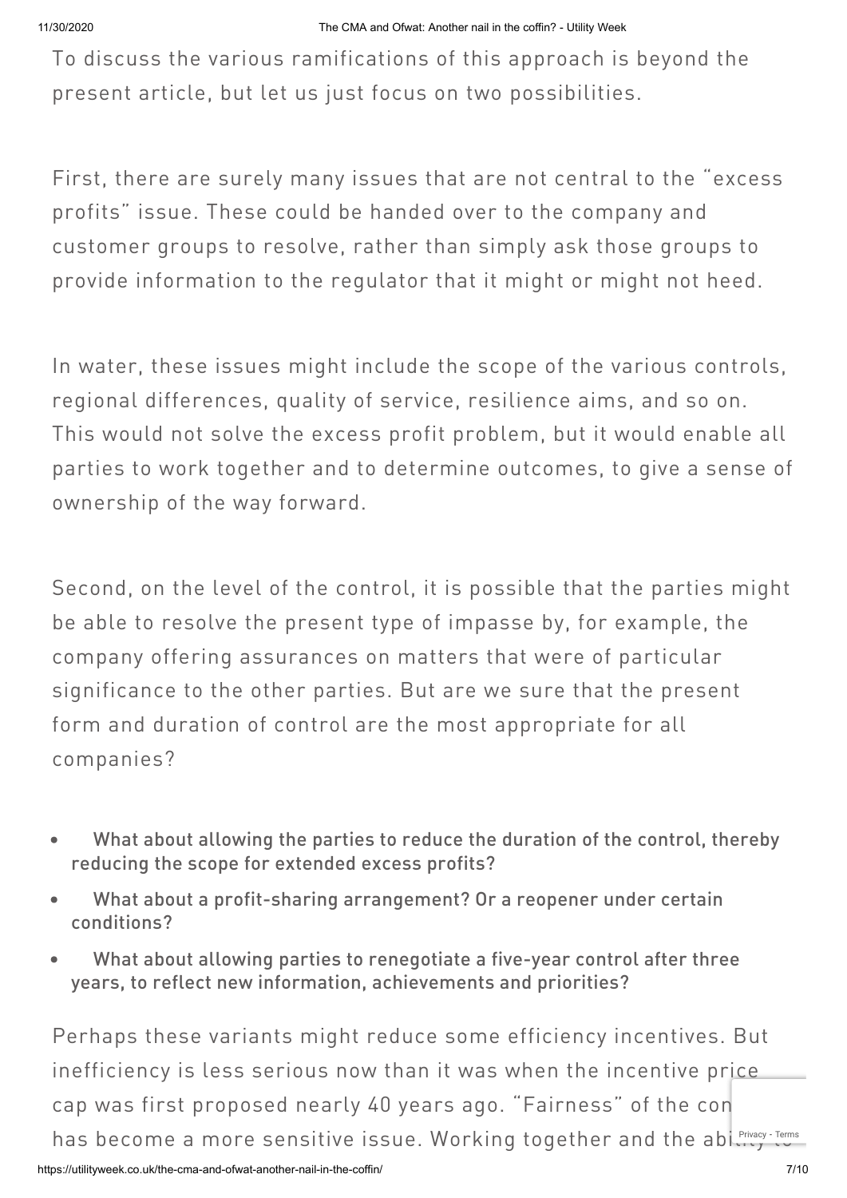To discuss the various ramifications of this approach is beyond the present article, but let us just focus on two possibilities.

First, there are surely many issues that are not central to the "excess profits" issue. These could be handed over to the company and customer groups to resolve, rather than simply ask those groups to provide information to the regulator that it might or might not heed.

In water, these issues might include the scope of the various controls, regional differences, quality of service, resilience aims, and so on. This would not solve the excess profit problem, but it would enable all parties to work together and to determine outcomes, to give a sense of ownership of the way forward.

Second, on the level of the control, it is possible that the parties might be able to resolve the present type of impasse by, for example, the company offering assurances on matters that were of particular significance to the other parties. But are we sure that the present form and duration of control are the most appropriate for all companies?

- **What about allowing the parties to reduce the duration of the control, thereby reducing the scope for extended excess profits?**
- **What about a profit-sharing arrangement? Or a reopener under certain conditions?**
- **What about allowing parties to renegotiate a five-year control after three years, to reflect new information, achievements and priorities?**

Perhaps these variants might reduce some efficiency incentives. But inefficiency is less serious now than it was when the incentive price cap was first proposed nearly 40 years ago. "Fairness" of the con has become a more sensitive issue. Working together and the ability to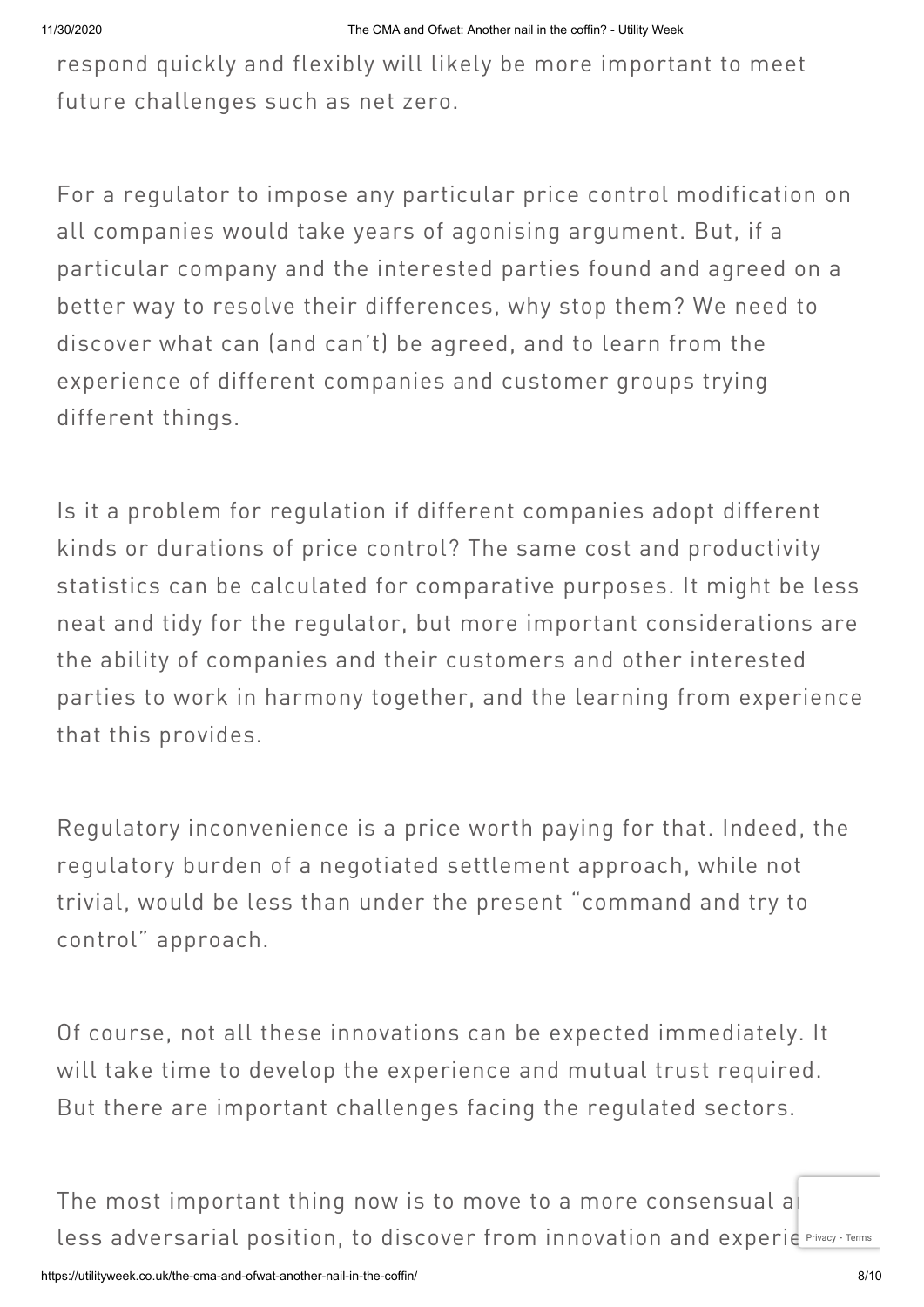respond quickly and flexibly will likely be more important to meet future challenges such as net zero.

For a regulator to impose any particular price control modification on all companies would take years of agonising argument. But, if a particular company and the interested parties found and agreed on a better way to resolve their differences, why stop them? We need to discover what can (and can't) be agreed, and to learn from the experience of different companies and customer groups trying different things.

Is it a problem for regulation if different companies adopt different kinds or durations of price control? The same cost and productivity statistics can be calculated for comparative purposes. It might be less neat and tidy for the regulator, but more important considerations are the ability of companies and their customers and other interested parties to work in harmony together, and the learning from experience that this provides.

Regulatory inconvenience is a price worth paying for that. Indeed, the regulatory burden of a negotiated settlement approach, while not trivial, would be less than under the present "command and try to control" approach.

Of course, not all these innovations can be expected immediately. It will take time to develop the experience and mutual trust required. But there are important challenges facing the regulated sectors.

The most important thing now is to move to a more consensual a less adversarial position, to discover from innovation and experie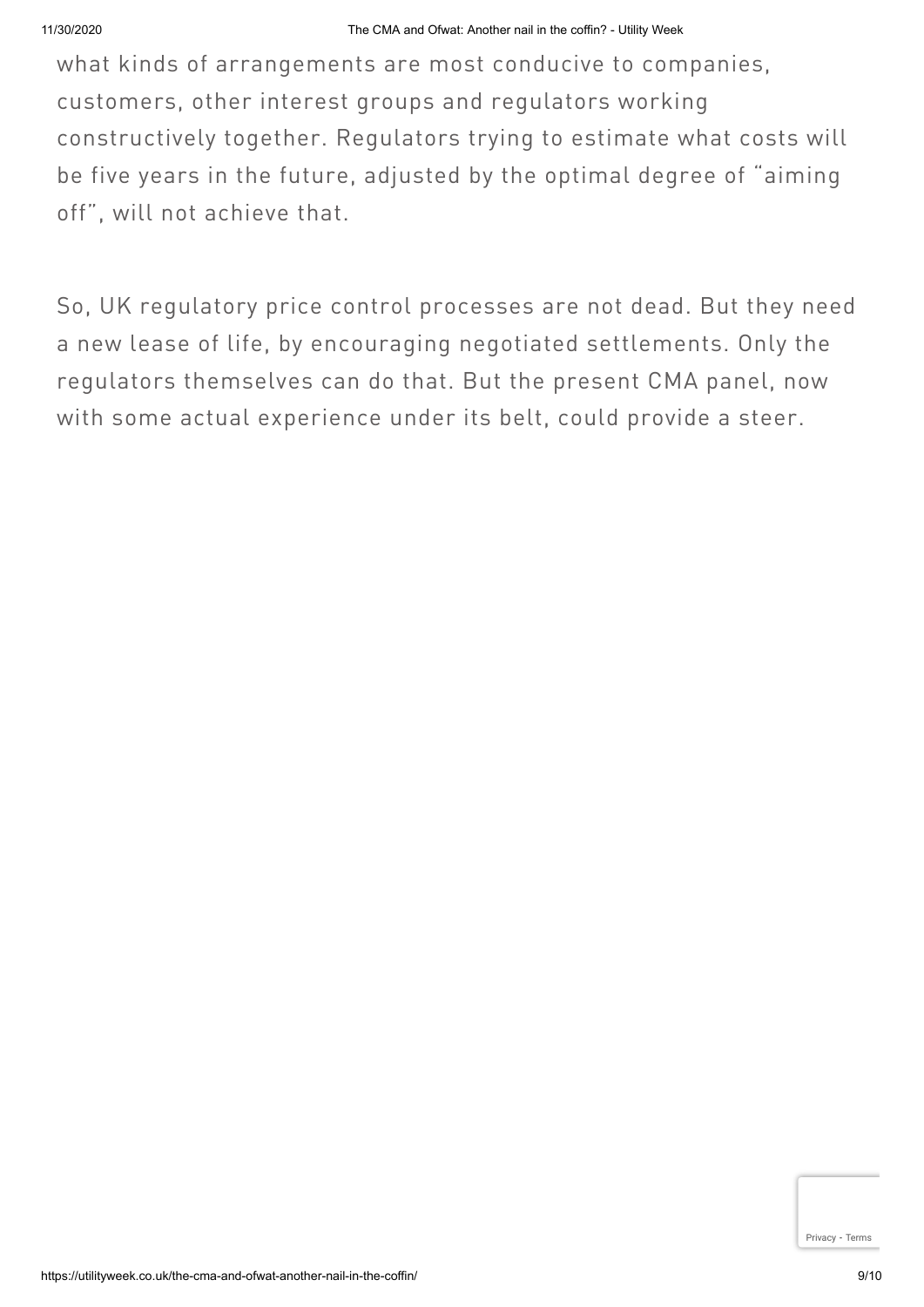what kinds of arrangements are most conducive to companies, customers, other interest groups and regulators working constructively together. Regulators trying to estimate what costs will be five years in the future, adjusted by the optimal degree of "aiming off", will not achieve that.

So, UK regulatory price control processes are not dead. But they need a new lease of life, by encouraging negotiated settlements. Only the regulators themselves can do that. But the present CMA panel, now with some actual experience under its belt, could provide a steer.